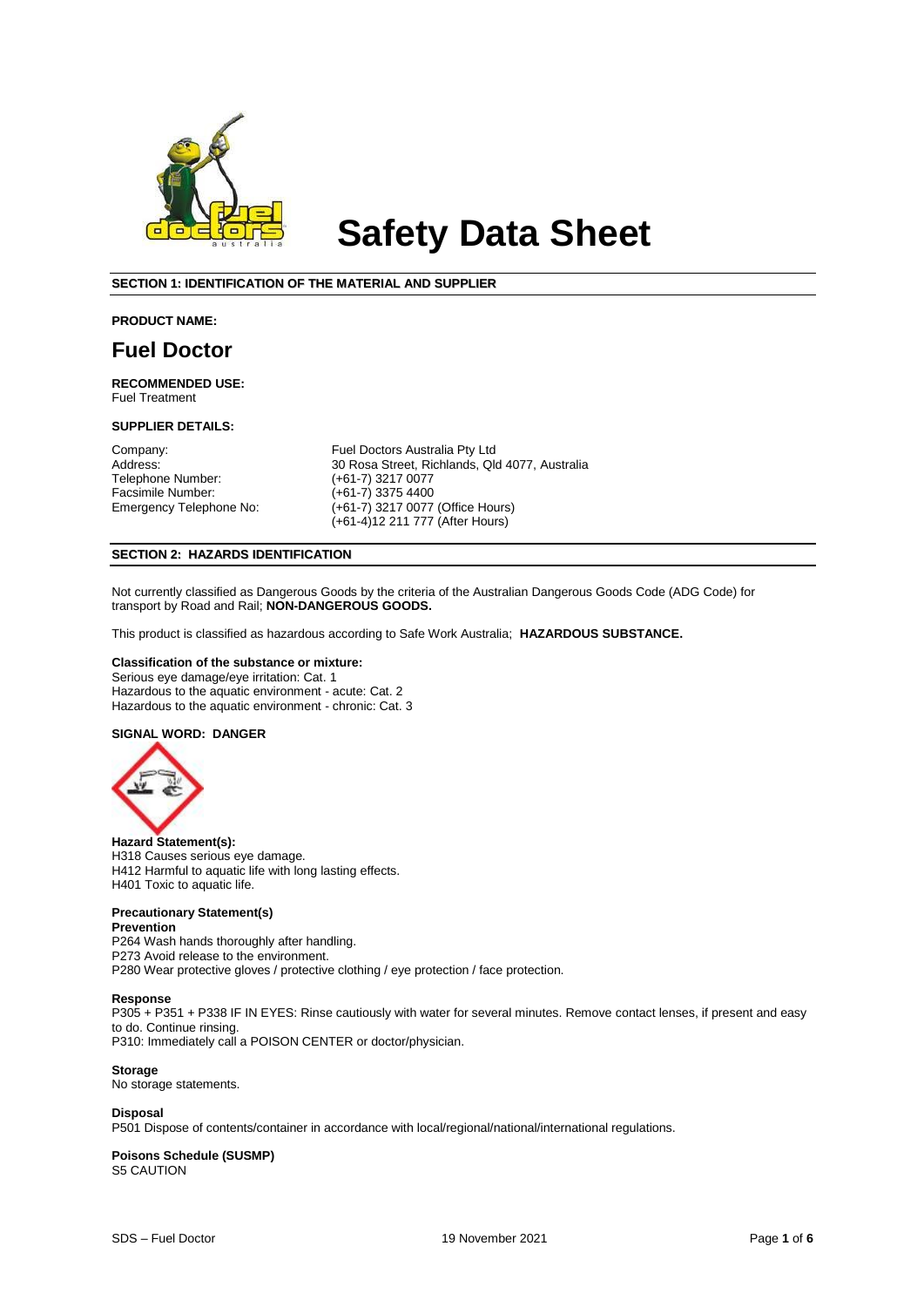# Safety Data Sheet

## SECTION 1: IDENTIFICATION OF THE MATERIAL AND SUPPLIER

**PRODUCT NAME:**

# Fuel Doctor

**RECOMMENDED USE:**
Fuel Treatment

**SUPPLIER DETAILS:**

| | |
|---|---|
| Company: | Fuel Doctors Australia Pty Ltd |
| Address: | 30 Rosa Street, Richlands, Qld 4077, Australia |
| Telephone Number: | (+61-7) 3217 0077 |
| Facsimile Number: | (+61-7) 3375 4400 |
| Emergency Telephone No: | (+61-7) 3217 0077 (Office Hours)<br>(+61-4)12 211 777 (After Hours) |

## SECTION 2: HAZARDS IDENTIFICATION

Not currently classified as Dangerous Goods by the criteria of the Australian Dangerous Goods Code (ADG Code) for transport by Road and Rail; **NON-DANGEROUS GOODS.**

This product is classified as hazardous according to Safe Work Australia; **HAZARDOUS SUBSTANCE.**

**Classification of the substance or mixture:**
Serious eye damage/eye irritation: Cat. 1
Hazardous to the aquatic environment - acute: Cat. 2
Hazardous to the aquatic environment - chronic: Cat. 3

**SIGNAL WORD: DANGER**

**Hazard Statement(s):**
H318 Causes serious eye damage.
H412 Harmful to aquatic life with long lasting effects.
H401 Toxic to aquatic life.

**Precautionary Statement(s)**
**Prevention**
P264 Wash hands thoroughly after handling.
P273 Avoid release to the environment.
P280 Wear protective gloves / protective clothing / eye protection / face protection.

**Response**
P305 + P351 + P338 IF IN EYES: Rinse cautiously with water for several minutes. Remove contact lenses, if present and easy to do. Continue rinsing.
P310: Immediately call a POISON CENTER or doctor/physician.

**Storage**
No storage statements.

**Disposal**
P501 Dispose of contents/container in accordance with local/regional/national/international regulations.

**Poisons Schedule (SUSMP)**
S5 CAUTION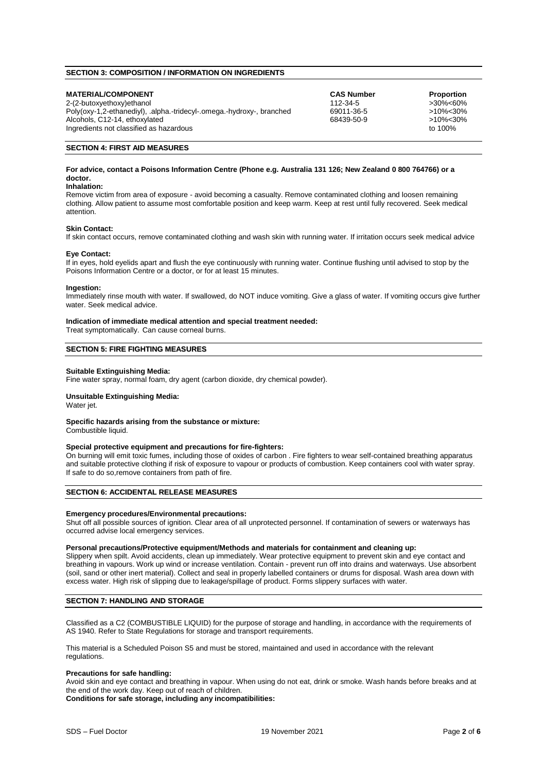## SECTION 3: COMPOSITION / INFORMATION ON INGREDIENTS

| MATERIAL/COMPONENT | CAS Number | Proportion |
|---|---|---|
| 2-(2-butoxyethoxy)ethanol | 112-34-5 | >30%<60% |
| Poly(oxy-1,2-ethanediyl), .alpha.-tridecyl-.omega.-hydroxy-, branched | 69011-36-5 | >10%<30% |
| Alcohols, C12-14, ethoxylated | 68439-50-9 | >10%<30% |
| Ingredients not classified as hazardous | | to 100% |

## SECTION 4: FIRST AID MEASURES

**For advice, contact a Poisons Information Centre (Phone e.g. Australia 131 126; New Zealand 0 800 764766) or a doctor.**

**Inhalation:**
Remove victim from area of exposure - avoid becoming a casualty. Remove contaminated clothing and loosen remaining clothing. Allow patient to assume most comfortable position and keep warm. Keep at rest until fully recovered. Seek medical attention.

**Skin Contact:**
If skin contact occurs, remove contaminated clothing and wash skin with running water. If irritation occurs seek medical advice

**Eye Contact:**
If in eyes, hold eyelids apart and flush the eye continuously with running water. Continue flushing until advised to stop by the Poisons Information Centre or a doctor, or for at least 15 minutes.

**Ingestion:**
Immediately rinse mouth with water. If swallowed, do NOT induce vomiting. Give a glass of water. If vomiting occurs give further water. Seek medical advice.

**Indication of immediate medical attention and special treatment needed:**
Treat symptomatically. Can cause corneal burns.

## SECTION 5: FIRE FIGHTING MEASURES

**Suitable Extinguishing Media:**
Fine water spray, normal foam, dry agent (carbon dioxide, dry chemical powder).

**Unsuitable Extinguishing Media:**
Water jet.

**Specific hazards arising from the substance or mixture:**
Combustible liquid.

**Special protective equipment and precautions for fire-fighters:**
On burning will emit toxic fumes, including those of oxides of carbon . Fire fighters to wear self-contained breathing apparatus and suitable protective clothing if risk of exposure to vapour or products of combustion. Keep containers cool with water spray. If safe to do so,remove containers from path of fire.

## SECTION 6: ACCIDENTAL RELEASE MEASURES

**Emergency procedures/Environmental precautions:**
Shut off all possible sources of ignition. Clear area of all unprotected personnel. If contamination of sewers or waterways has occurred advise local emergency services.

**Personal precautions/Protective equipment/Methods and materials for containment and cleaning up:**
Slippery when spilt. Avoid accidents, clean up immediately. Wear protective equipment to prevent skin and eye contact and breathing in vapours. Work up wind or increase ventilation. Contain - prevent run off into drains and waterways. Use absorbent (soil, sand or other inert material). Collect and seal in properly labelled containers or drums for disposal. Wash area down with excess water. High risk of slipping due to leakage/spillage of product. Forms slippery surfaces with water.

## SECTION 7: HANDLING AND STORAGE

Classified as a C2 (COMBUSTIBLE LIQUID) for the purpose of storage and handling, in accordance with the requirements of AS 1940. Refer to State Regulations for storage and transport requirements.

This material is a Scheduled Poison S5 and must be stored, maintained and used in accordance with the relevant regulations.

**Precautions for safe handling:**
Avoid skin and eye contact and breathing in vapour. When using do not eat, drink or smoke. Wash hands before breaks and at the end of the work day. Keep out of reach of children.

**Conditions for safe storage, including any incompatibilities:**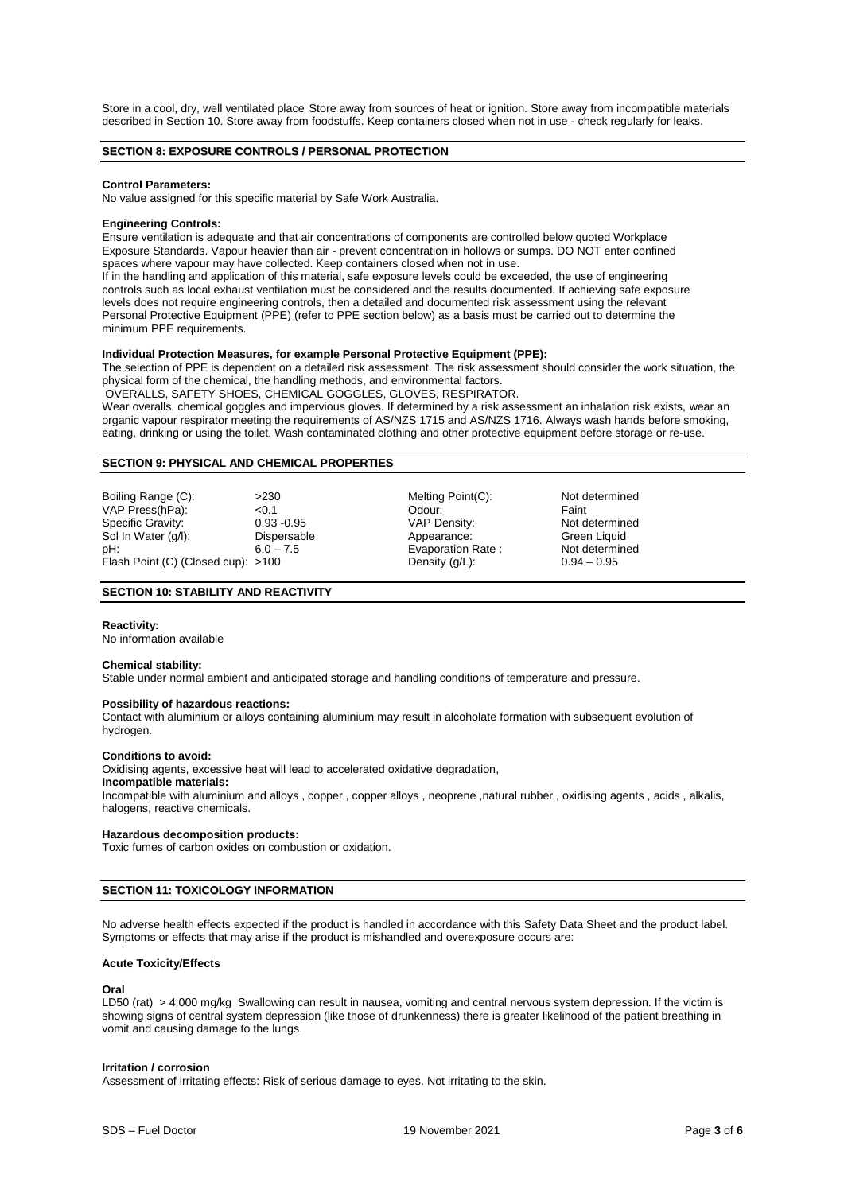Store in a cool, dry, well ventilated place Store away from sources of heat or ignition. Store away from incompatible materials described in Section 10. Store away from foodstuffs. Keep containers closed when not in use - check regularly for leaks.

## SECTION 8: EXPOSURE CONTROLS / PERSONAL PROTECTION

**Control Parameters:**
No value assigned for this specific material by Safe Work Australia.

**Engineering Controls:**
Ensure ventilation is adequate and that air concentrations of components are controlled below quoted Workplace Exposure Standards. Vapour heavier than air - prevent concentration in hollows or sumps. DO NOT enter confined spaces where vapour may have collected. Keep containers closed when not in use.
If in the handling and application of this material, safe exposure levels could be exceeded, the use of engineering controls such as local exhaust ventilation must be considered and the results documented. If achieving safe exposure levels does not require engineering controls, then a detailed and documented risk assessment using the relevant Personal Protective Equipment (PPE) (refer to PPE section below) as a basis must be carried out to determine the minimum PPE requirements.

**Individual Protection Measures, for example Personal Protective Equipment (PPE):**
The selection of PPE is dependent on a detailed risk assessment. The risk assessment should consider the work situation, the physical form of the chemical, the handling methods, and environmental factors.
OVERALLS, SAFETY SHOES, CHEMICAL GOGGLES, GLOVES, RESPIRATOR.
Wear overalls, chemical goggles and impervious gloves. If determined by a risk assessment an inhalation risk exists, wear an organic vapour respirator meeting the requirements of AS/NZS 1715 and AS/NZS 1716. Always wash hands before smoking, eating, drinking or using the toilet. Wash contaminated clothing and other protective equipment before storage or re-use.

## SECTION 9: PHYSICAL AND CHEMICAL PROPERTIES

| | | | |
|---|---|---|---|
| Boiling Range (C): | >230 | Melting Point(C): | Not determined |
| VAP Press(hPa): | <0.1 | Odour: | Faint |
| Specific Gravity: | 0.93 -0.95 | VAP Density: | Not determined |
| Sol In Water (g/l): | Dispersable | Appearance: | Green Liquid |
| pH: | 6.0 – 7.5 | Evaporation Rate : | Not determined |
| Flash Point (C) (Closed cup): | >100 | Density (g/L): | 0.94 – 0.95 |

## SECTION 10: STABILITY AND REACTIVITY

**Reactivity:**
No information available

**Chemical stability:**
Stable under normal ambient and anticipated storage and handling conditions of temperature and pressure.

**Possibility of hazardous reactions:**
Contact with aluminium or alloys containing aluminium may result in alcoholate formation with subsequent evolution of hydrogen.

**Conditions to avoid:**
Oxidising agents, excessive heat will lead to accelerated oxidative degradation,

**Incompatible materials:**
Incompatible with aluminium and alloys , copper , copper alloys , neoprene ,natural rubber , oxidising agents , acids , alkalis, halogens, reactive chemicals.

**Hazardous decomposition products:**
Toxic fumes of carbon oxides on combustion or oxidation.

## SECTION 11: TOXICOLOGY INFORMATION

No adverse health effects expected if the product is handled in accordance with this Safety Data Sheet and the product label. Symptoms or effects that may arise if the product is mishandled and overexposure occurs are:

**Acute Toxicity/Effects**

**Oral**
LD50 (rat) > 4,000 mg/kg Swallowing can result in nausea, vomiting and central nervous system depression. If the victim is showing signs of central system depression (like those of drunkenness) there is greater likelihood of the patient breathing in vomit and causing damage to the lungs.

**Irritation / corrosion**
Assessment of irritating effects: Risk of serious damage to eyes. Not irritating to the skin.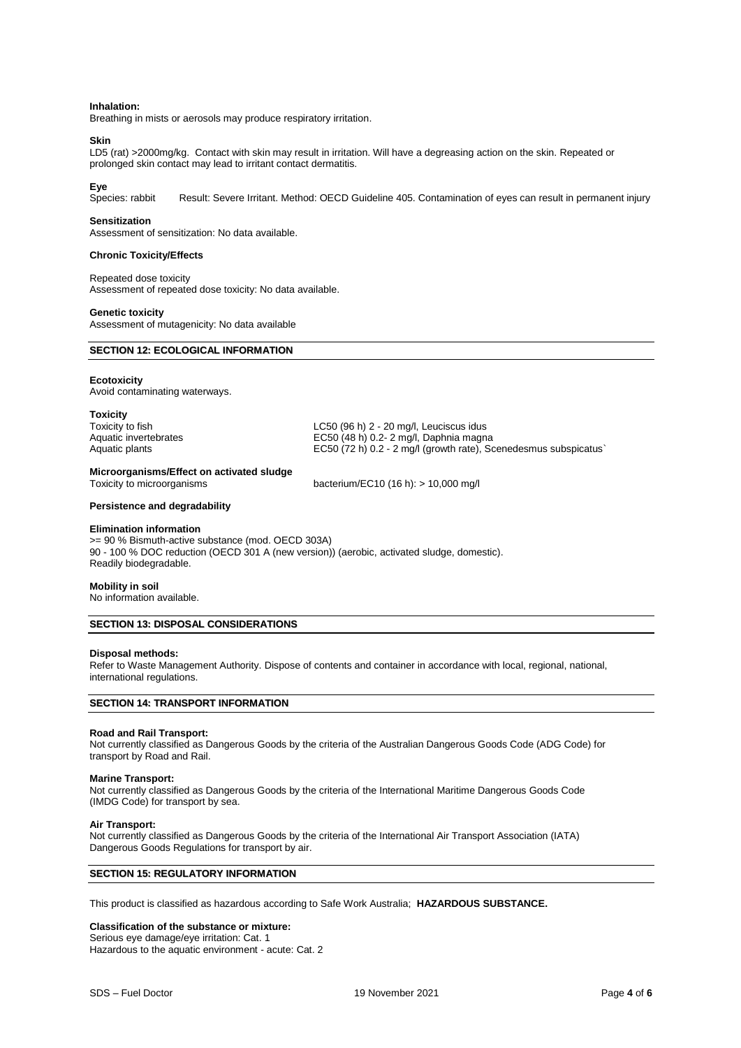**Inhalation:**
Breathing in mists or aerosols may produce respiratory irritation.

**Skin**
LD5 (rat) >2000mg/kg. Contact with skin may result in irritation. Will have a degreasing action on the skin. Repeated or prolonged skin contact may lead to irritant contact dermatitis.

**Eye**
Species: rabbit Result: Severe Irritant. Method: OECD Guideline 405. Contamination of eyes can result in permanent injury

**Sensitization**
Assessment of sensitization: No data available.

**Chronic Toxicity/Effects**

Repeated dose toxicity
Assessment of repeated dose toxicity: No data available.

**Genetic toxicity**
Assessment of mutagenicity: No data available

## SECTION 12: ECOLOGICAL INFORMATION

**Ecotoxicity**
Avoid contaminating waterways.

**Toxicity**

| | |
|---|---|
| Toxicity to fish | LC50 (96 h) 2 - 20 mg/l, Leuciscus idus |
| Aquatic invertebrates | EC50 (48 h) 0.2- 2 mg/l, Daphnia magna |
| Aquatic plants | EC50 (72 h) 0.2 - 2 mg/l (growth rate), Scenedesmus subspicatus` |

**Microorganisms/Effect on activated sludge**

| | |
|---|---|
| Toxicity to microorganisms | bacterium/EC10 (16 h): > 10,000 mg/l |

**Persistence and degradability**

**Elimination information**
>= 90 % Bismuth-active substance (mod. OECD 303A)
90 - 100 % DOC reduction (OECD 301 A (new version)) (aerobic, activated sludge, domestic).
Readily biodegradable.

**Mobility in soil**
No information available.

## SECTION 13: DISPOSAL CONSIDERATIONS

**Disposal methods:**
Refer to Waste Management Authority. Dispose of contents and container in accordance with local, regional, national, international regulations.

## SECTION 14: TRANSPORT INFORMATION

**Road and Rail Transport:**
Not currently classified as Dangerous Goods by the criteria of the Australian Dangerous Goods Code (ADG Code) for transport by Road and Rail.

**Marine Transport:**
Not currently classified as Dangerous Goods by the criteria of the International Maritime Dangerous Goods Code (IMDG Code) for transport by sea.

**Air Transport:**
Not currently classified as Dangerous Goods by the criteria of the International Air Transport Association (IATA) Dangerous Goods Regulations for transport by air.

## SECTION 15: REGULATORY INFORMATION

This product is classified as hazardous according to Safe Work Australia; **HAZARDOUS SUBSTANCE.**

**Classification of the substance or mixture:**
Serious eye damage/eye irritation: Cat. 1
Hazardous to the aquatic environment - acute: Cat. 2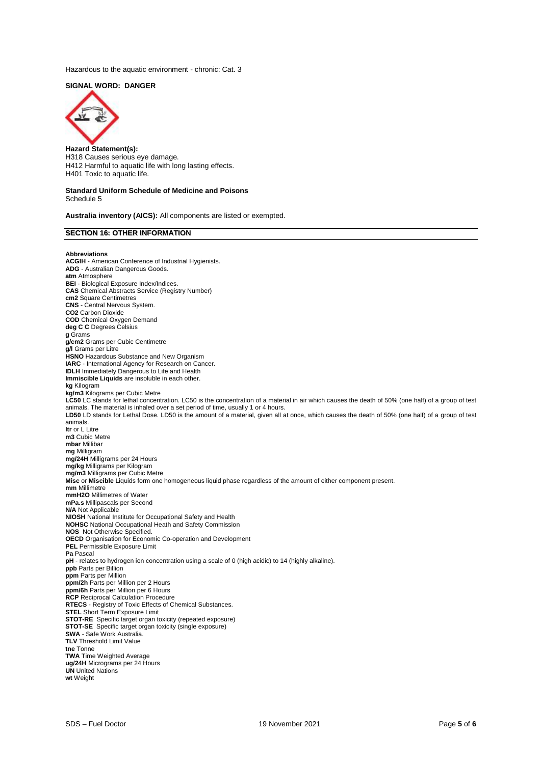Hazardous to the aquatic environment - chronic: Cat. 3

**SIGNAL WORD: DANGER**

**Hazard Statement(s):**
H318 Causes serious eye damage.
H412 Harmful to aquatic life with long lasting effects.
H401 Toxic to aquatic life.

**Standard Uniform Schedule of Medicine and Poisons**
Schedule 5

**Australia inventory (AICS):** All components are listed or exempted.

## SECTION 16: OTHER INFORMATION

**Abbreviations**
**ACGIH** - American Conference of Industrial Hygienists.
**ADG** - Australian Dangerous Goods.
**atm** Atmosphere
**BEI** - Biological Exposure Index/Indices.
**CAS** Chemical Abstracts Service (Registry Number)
**cm2** Square Centimetres
**CNS** - Central Nervous System.
**CO2** Carbon Dioxide
**COD** Chemical Oxygen Demand
**deg C C** Degrees Celsius
**g** Grams
**g/cm2** Grams per Cubic Centimetre
**g/l** Grams per Litre
**HSNO** Hazardous Substance and New Organism
**IARC** - International Agency for Research on Cancer.
**IDLH** Immediately Dangerous to Life and Health
**Immiscible Liquids** are insoluble in each other.
**kg** Kilogram
**kg/m3** Kilograms per Cubic Metre
**LC50** LC stands for lethal concentration. LC50 is the concentration of a material in air which causes the death of 50% (one half) of a group of test animals. The material is inhaled over a set period of time, usually 1 or 4 hours.
**LD50** LD stands for Lethal Dose. LD50 is the amount of a material, given all at once, which causes the death of 50% (one half) of a group of test animals.
**ltr** or L Litre
**m3** Cubic Metre
**mbar** Millibar
**mg** Milligram
**mg/24H** Milligrams per 24 Hours
**mg/kg** Milligrams per Kilogram
**mg/m3** Milligrams per Cubic Metre
**Misc** or **Miscible** Liquids form one homogeneous liquid phase regardless of the amount of either component present.
**mm** Millimetre
**mmH2O** Millimetres of Water
**mPa.s** Millipascals per Second
**N/A** Not Applicable
**NIOSH** National Institute for Occupational Safety and Health
**NOHSC** National Occupational Heath and Safety Commission
**NOS** Not Otherwise Specified.
**OECD** Organisation for Economic Co-operation and Development
**PEL** Permissible Exposure Limit
**Pa** Pascal
**pH** - relates to hydrogen ion concentration using a scale of 0 (high acidic) to 14 (highly alkaline).
**ppb** Parts per Billion
**ppm** Parts per Million
**ppm/2h** Parts per Million per 2 Hours
**ppm/6h** Parts per Million per 6 Hours
**RCP** Reciprocal Calculation Procedure
**RTECS** - Registry of Toxic Effects of Chemical Substances.
**STEL** Short Term Exposure Limit
**STOT-RE** Specific target organ toxicity (repeated exposure)
**STOT-SE** Specific target organ toxicity (single exposure)
**SWA** - Safe Work Australia.
**TLV** Threshold Limit Value
**tne** Tonne
**TWA** Time Weighted Average
**ug/24H** Micrograms per 24 Hours
**UN** United Nations
**wt** Weight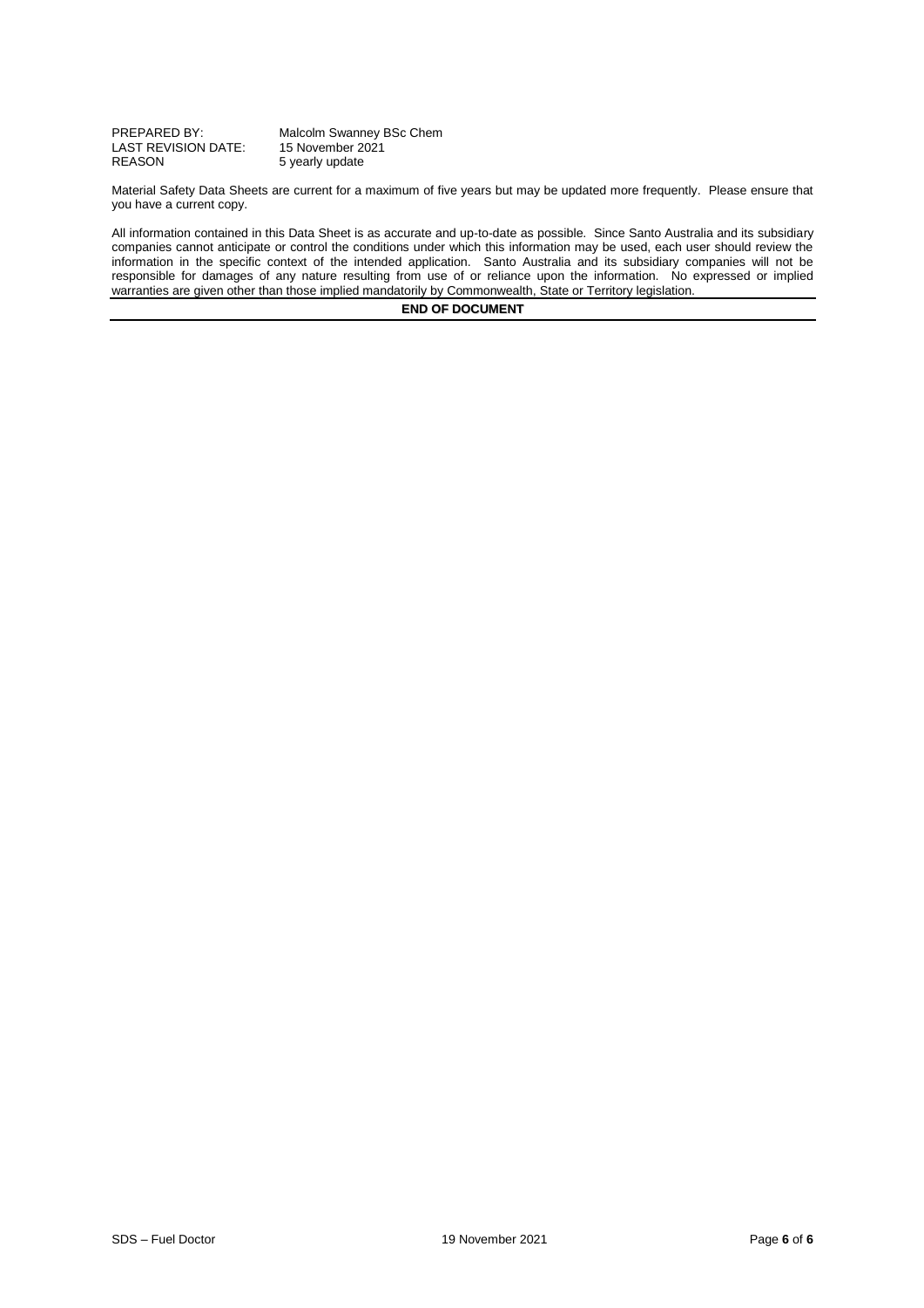| | |
|---|---|
| PREPARED BY: | Malcolm Swanney BSc Chem |
| LAST REVISION DATE: | 15 November 2021 |
| REASON | 5 yearly update |

Material Safety Data Sheets are current for a maximum of five years but may be updated more frequently. Please ensure that you have a current copy.

All information contained in this Data Sheet is as accurate and up-to-date as possible. Since Santo Australia and its subsidiary companies cannot anticipate or control the conditions under which this information may be used, each user should review the information in the specific context of the intended application. Santo Australia and its subsidiary companies will not be responsible for damages of any nature resulting from use of or reliance upon the information. No expressed or implied warranties are given other than those implied mandatorily by Commonwealth, State or Territory legislation.

**END OF DOCUMENT**